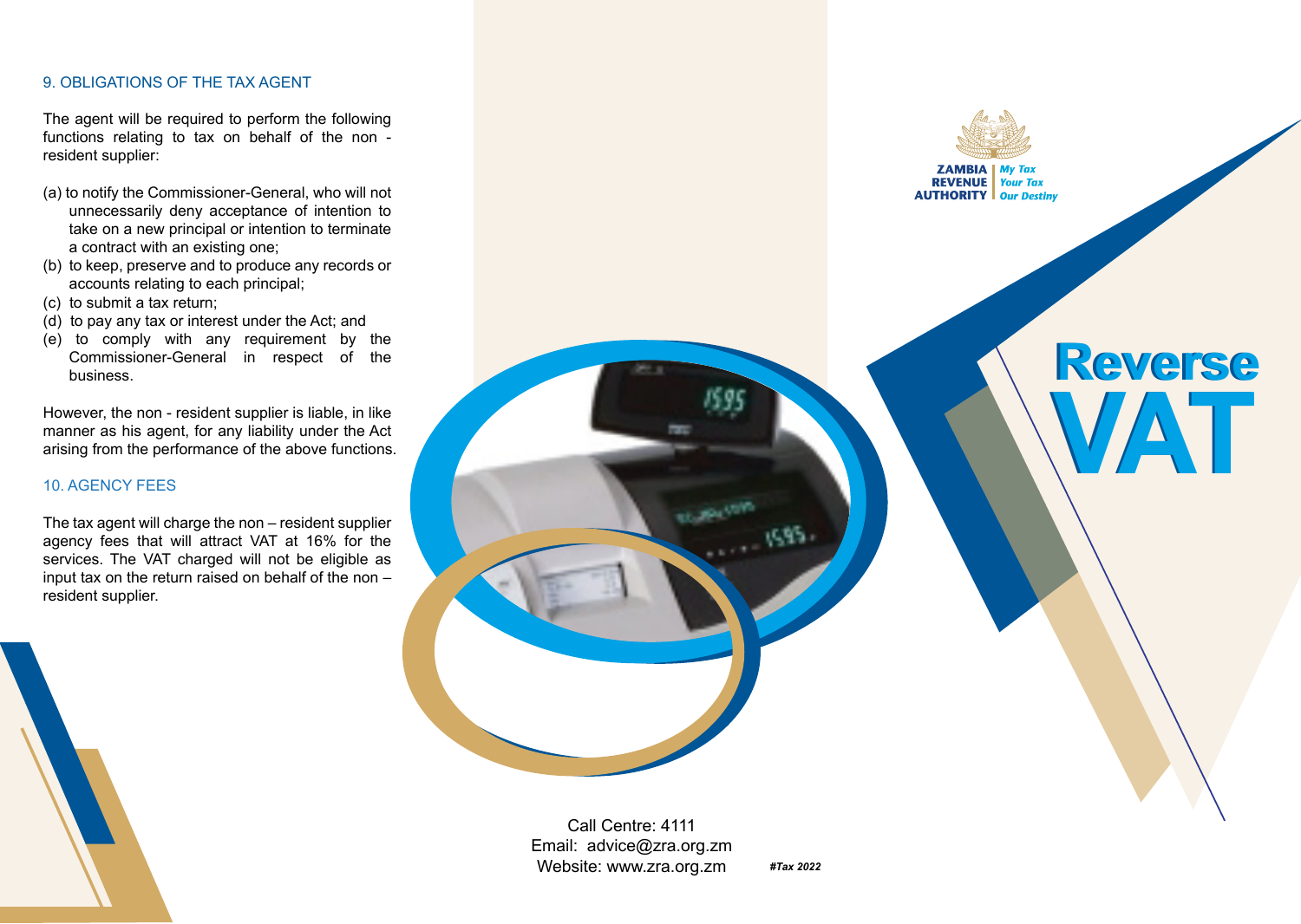## 9. OBLIGATIONS OF THE TAX AGENT

The agent will be required to perform the following functions relating to tax on behalf of the non - resident supplier:

(a) to notify the Commissioner-General, who will not unnecessarily deny acceptance of intention to take on a new principal or intention to terminate a contract with an existing one;
(b) to keep, preserve and to produce any records or accounts relating to each principal;
(c) to submit a tax return;
(d) to pay any tax or interest under the Act; and
(e) to comply with any requirement by the Commissioner-General in respect of the business.

However, the non - resident supplier is liable, in like manner as his agent, for any liability under the Act arising from the performance of the above functions.

## 10. AGENCY FEES

The tax agent will charge the non – resident supplier agency fees that will attract VAT at 16% for the services. The VAT charged will not be eligible as input tax on the return raised on behalf of the non – resident supplier.

Call Centre: 4111
Email: advice@zra.org.zm
Website: www.zra.org.zm

***#Tax 2022***

ZAMBIA REVENUE AUTHORITY
*My Tax Your Tax Our Destiny*

# Reverse VAT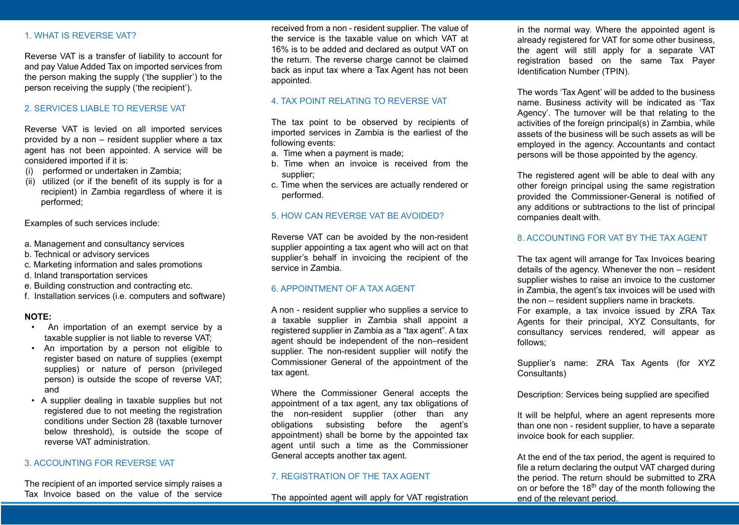## 1. WHAT IS REVERSE VAT?

Reverse VAT is a transfer of liability to account for and pay Value Added Tax on imported services from the person making the supply ('the supplier') to the person receiving the supply ('the recipient').

## 2. SERVICES LIABLE TO REVERSE VAT

Reverse VAT is levied on all imported services provided by a non – resident supplier where a tax agent has not been appointed. A service will be considered imported if it is:

(i) performed or undertaken in Zambia;
(ii) utilized (or if the benefit of its supply is for a recipient) in Zambia regardless of where it is performed;

Examples of such services include:

a. Management and consultancy services
b. Technical or advisory services
c. Marketing information and sales promotions
d. Inland transportation services
e. Building construction and contracting etc.
f. Installation services (i.e. computers and software)

**NOTE:**

- An importation of an exempt service by a taxable supplier is not liable to reverse VAT;
- An importation by a person not eligible to register based on nature of supplies (exempt supplies) or nature of person (privileged person) is outside the scope of reverse VAT; and
- A supplier dealing in taxable supplies but not registered due to not meeting the registration conditions under Section 28 (taxable turnover below threshold), is outside the scope of reverse VAT administration.

## 3. ACCOUNTING FOR REVERSE VAT

The recipient of an imported service simply raises a Tax Invoice based on the value of the service received from a non - resident supplier. The value of the service is the taxable value on which VAT at 16% is to be added and declared as output VAT on the return. The reverse charge cannot be claimed back as input tax where a Tax Agent has not been appointed.

## 4. TAX POINT RELATING TO REVERSE VAT

The tax point to be observed by recipients of imported services in Zambia is the earliest of the following events:

a. Time when a payment is made;
b. Time when an invoice is received from the supplier;
c. Time when the services are actually rendered or performed.

## 5. HOW CAN REVERSE VAT BE AVOIDED?

Reverse VAT can be avoided by the non-resident supplier appointing a tax agent who will act on that supplier's behalf in invoicing the recipient of the service in Zambia.

## 6. APPOINTMENT OF A TAX AGENT

A non - resident supplier who supplies a service to a taxable supplier in Zambia shall appoint a registered supplier in Zambia as a "tax agent". A tax agent should be independent of the non–resident supplier. The non-resident supplier will notify the Commissioner General of the appointment of the tax agent.

Where the Commissioner General accepts the appointment of a tax agent, any tax obligations of the non-resident supplier (other than any obligations subsisting before the agent's appointment) shall be borne by the appointed tax agent until such a time as the Commissioner General accepts another tax agent.

## 7. REGISTRATION OF THE TAX AGENT

The appointed agent will apply for VAT registration in the normal way. Where the appointed agent is already registered for VAT for some other business, the agent will still apply for a separate VAT registration based on the same Tax Payer Identification Number (TPIN).

The words 'Tax Agent' will be added to the business name. Business activity will be indicated as 'Tax Agency'. The turnover will be that relating to the activities of the foreign principal(s) in Zambia, while assets of the business will be such assets as will be employed in the agency. Accountants and contact persons will be those appointed by the agency.

The registered agent will be able to deal with any other foreign principal using the same registration provided the Commissioner-General is notified of any additions or subtractions to the list of principal companies dealt with.

## 8. ACCOUNTING FOR VAT BY THE TAX AGENT

The tax agent will arrange for Tax Invoices bearing details of the agency. Whenever the non – resident supplier wishes to raise an invoice to the customer in Zambia, the agent's tax invoices will be used with the non – resident suppliers name in brackets.
For example, a tax invoice issued by ZRA Tax Agents for their principal, XYZ Consultants, for consultancy services rendered, will appear as follows;

Supplier's name: ZRA Tax Agents (for XYZ Consultants)

Description: Services being supplied are specified

It will be helpful, where an agent represents more than one non - resident supplier, to have a separate invoice book for each supplier.

At the end of the tax period, the agent is required to file a return declaring the output VAT charged during the period. The return should be submitted to ZRA on or before the 18th day of the month following the end of the relevant period.